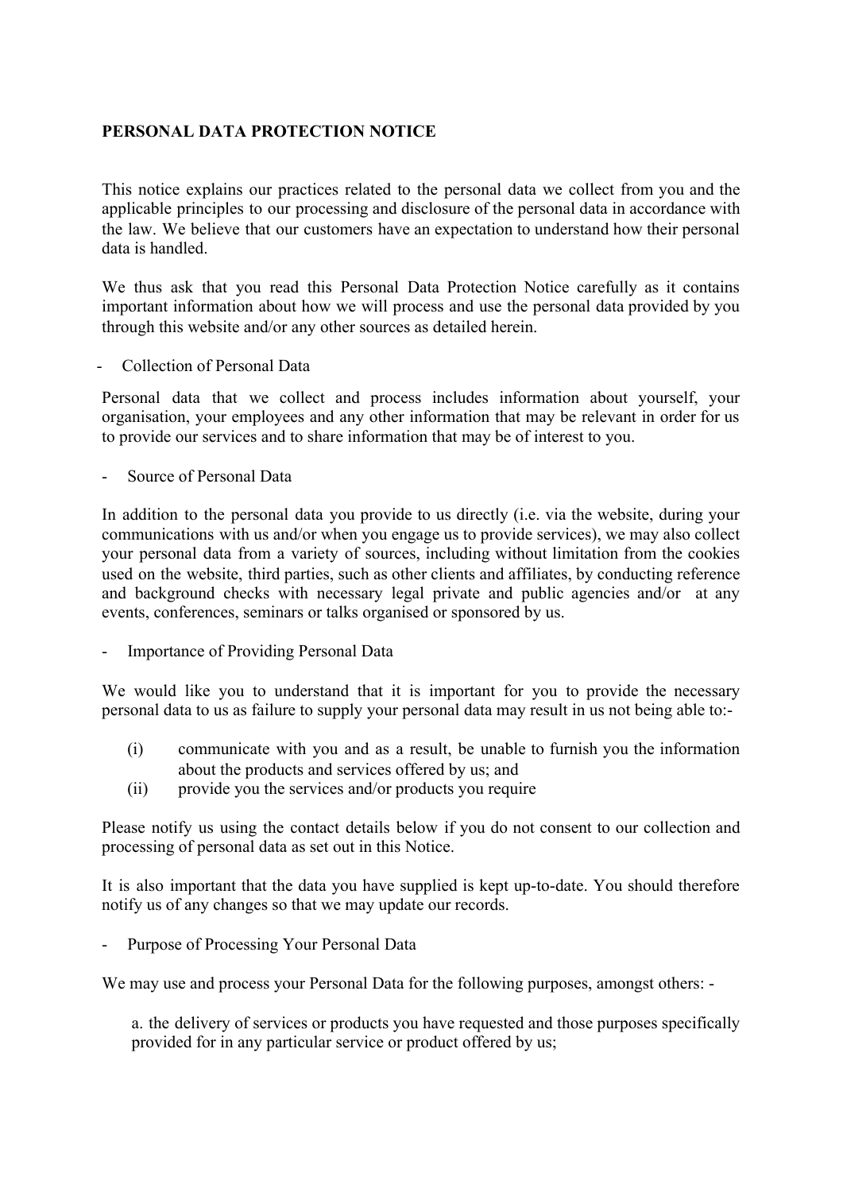**PERSONAL DATA PROTECTION NOTICE**

This notice explains our practices related to the personal data we collect from you and the applicable principles to our processing and disclosure of the personal data in accordance with the law. We believe that our customers have an expectation to understand how their personal data is handled.

We thus ask that you read this Personal Data Protection Notice carefully as it contains important information about how we will process and use the personal data provided by you through this website and/or any other sources as detailed herein.

- Collection of Personal Data

Personal data that we collect and process includes information about yourself, your organisation, your employees and any other information that may be relevant in order for us to provide our services and to share information that may be of interest to you.

- Source of Personal Data

In addition to the personal data you provide to us directly (i.e. via the website, during your communications with us and/or when you engage us to provide services), we may also collect your personal data from a variety of sources, including without limitation from the cookies used on the website, third parties, such as other clients and affiliates, by conducting reference and background checks with necessary legal private and public agencies and/or at any events, conferences, seminars or talks organised or sponsored by us.

- Importance of Providing Personal Data

We would like you to understand that it is important for you to provide the necessary personal data to us as failure to supply your personal data may result in us not being able to:-

(i) communicate with you and as a result, be unable to furnish you the information about the products and services offered by us; and
(ii) provide you the services and/or products you require

Please notify us using the contact details below if you do not consent to our collection and processing of personal data as set out in this Notice.

It is also important that the data you have supplied is kept up-to-date. You should therefore notify us of any changes so that we may update our records.

- Purpose of Processing Your Personal Data

We may use and process your Personal Data for the following purposes, amongst others: -

a. the delivery of services or products you have requested and those purposes specifically provided for in any particular service or product offered by us;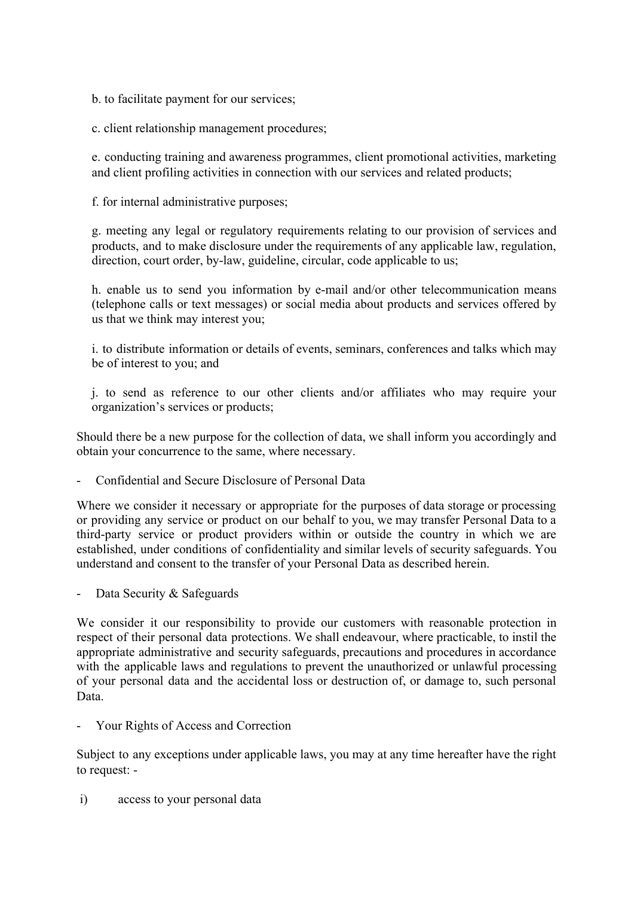b. to facilitate payment for our services;

c. client relationship management procedures;

e. conducting training and awareness programmes, client promotional activities, marketing and client profiling activities in connection with our services and related products;

f. for internal administrative purposes;

g. meeting any legal or regulatory requirements relating to our provision of services and products, and to make disclosure under the requirements of any applicable law, regulation, direction, court order, by-law, guideline, circular, code applicable to us;

h. enable us to send you information by e-mail and/or other telecommunication means (telephone calls or text messages) or social media about products and services offered by us that we think may interest you;

i. to distribute information or details of events, seminars, conferences and talks which may be of interest to you; and

j. to send as reference to our other clients and/or affiliates who may require your organization's services or products;

Should there be a new purpose for the collection of data, we shall inform you accordingly and obtain your concurrence to the same, where necessary.

- Confidential and Secure Disclosure of Personal Data

Where we consider it necessary or appropriate for the purposes of data storage or processing or providing any service or product on our behalf to you, we may transfer Personal Data to a third-party service or product providers within or outside the country in which we are established, under conditions of confidentiality and similar levels of security safeguards. You understand and consent to the transfer of your Personal Data as described herein.

- Data Security & Safeguards

We consider it our responsibility to provide our customers with reasonable protection in respect of their personal data protections. We shall endeavour, where practicable, to instil the appropriate administrative and security safeguards, precautions and procedures in accordance with the applicable laws and regulations to prevent the unauthorized or unlawful processing of your personal data and the accidental loss or destruction of, or damage to, such personal Data.

- Your Rights of Access and Correction

Subject to any exceptions under applicable laws, you may at any time hereafter have the right to request: -

i) access to your personal data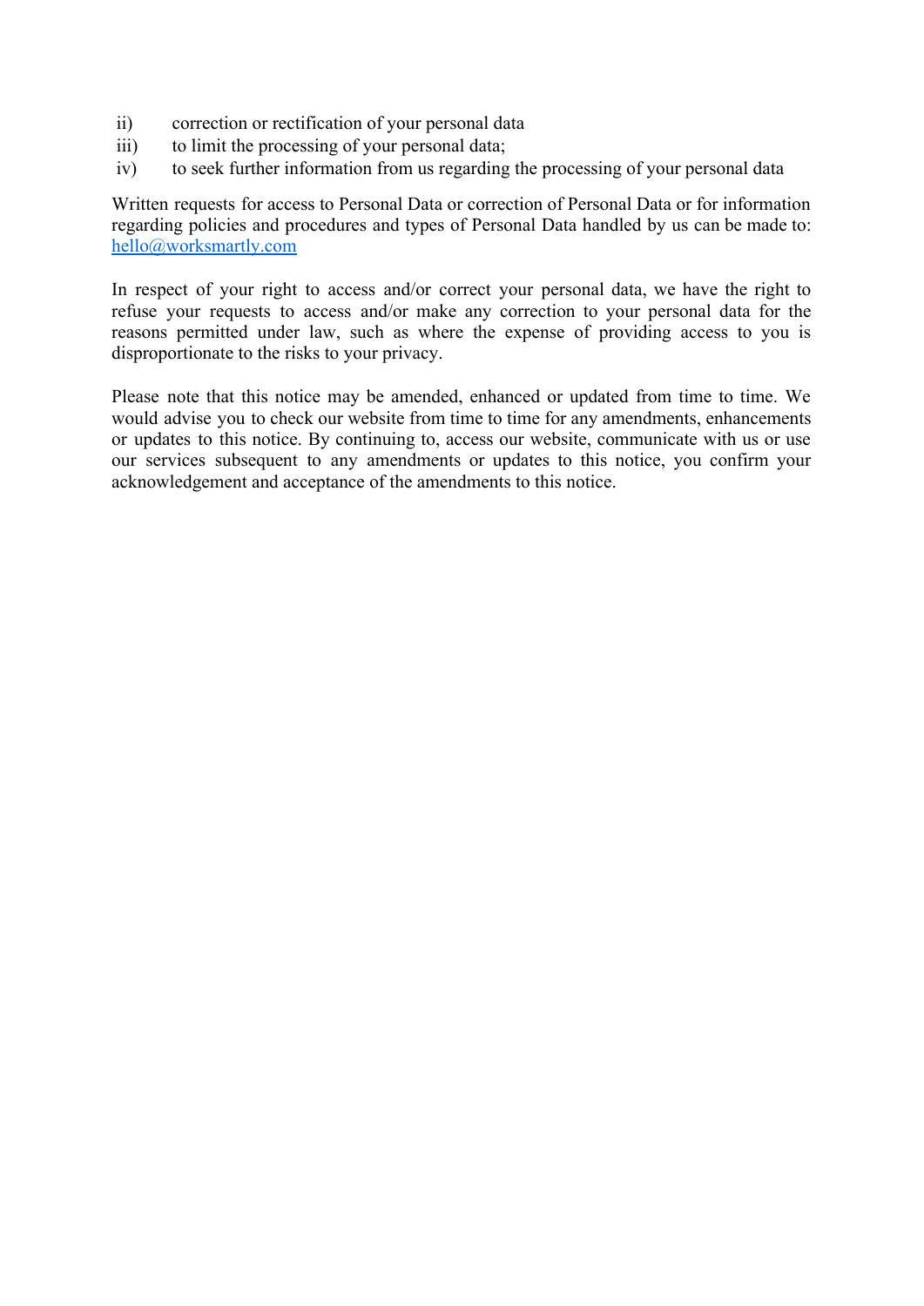ii) correction or rectification of your personal data
iii) to limit the processing of your personal data;
iv) to seek further information from us regarding the processing of your personal data

Written requests for access to Personal Data or correction of Personal Data or for information regarding policies and procedures and types of Personal Data handled by us can be made to: hello@worksmartly.com

In respect of your right to access and/or correct your personal data, we have the right to refuse your requests to access and/or make any correction to your personal data for the reasons permitted under law, such as where the expense of providing access to you is disproportionate to the risks to your privacy.

Please note that this notice may be amended, enhanced or updated from time to time. We would advise you to check our website from time to time for any amendments, enhancements or updates to this notice. By continuing to, access our website, communicate with us or use our services subsequent to any amendments or updates to this notice, you confirm your acknowledgement and acceptance of the amendments to this notice.